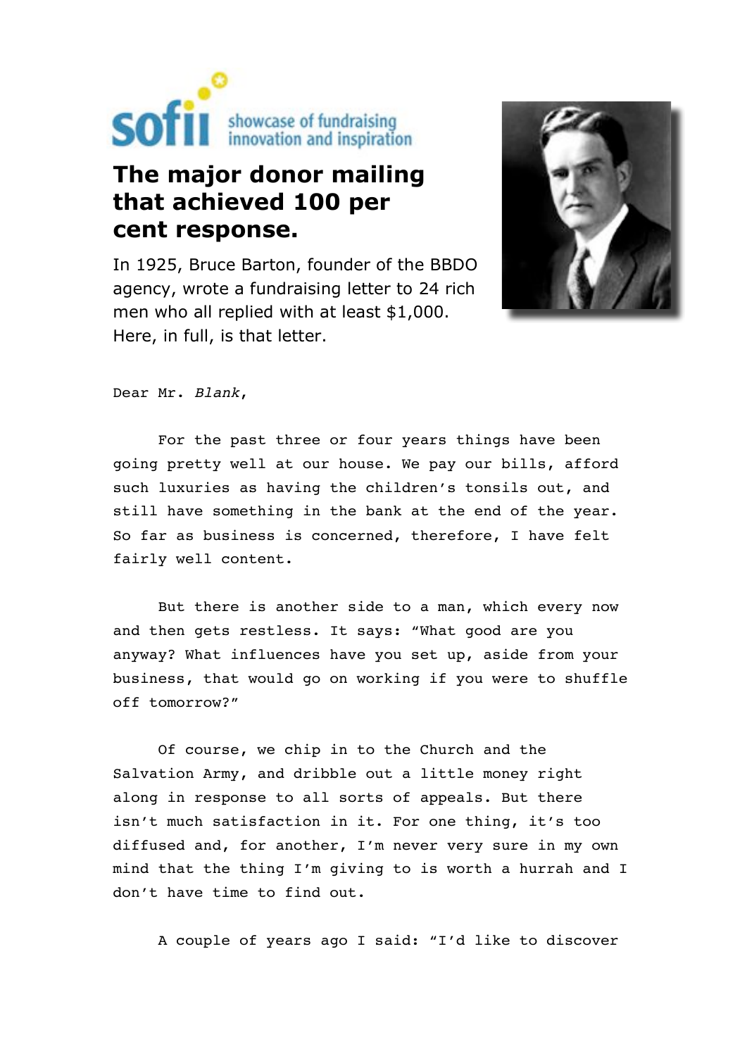sofii showcase of fundraising innovation and inspiration

# The major donor mailing that achieved 100 per cent response.

In 1925, Bruce Barton, founder of the BBDO agency, wrote a fundraising letter to 24 rich men who all replied with at least $1,000. Here, in full, is that letter.

Dear Mr. *Blank*,

For the past three or four years things have been going pretty well at our house. We pay our bills, afford such luxuries as having the children's tonsils out, and still have something in the bank at the end of the year. So far as business is concerned, therefore, I have felt fairly well content.

But there is another side to a man, which every now and then gets restless. It says: "What good are you anyway? What influences have you set up, aside from your business, that would go on working if you were to shuffle off tomorrow?"

Of course, we chip in to the Church and the Salvation Army, and dribble out a little money right along in response to all sorts of appeals. But there isn't much satisfaction in it. For one thing, it's too diffused and, for another, I'm never very sure in my own mind that the thing I'm giving to is worth a hurrah and I don't have time to find out.

A couple of years ago I said: "I'd like to discover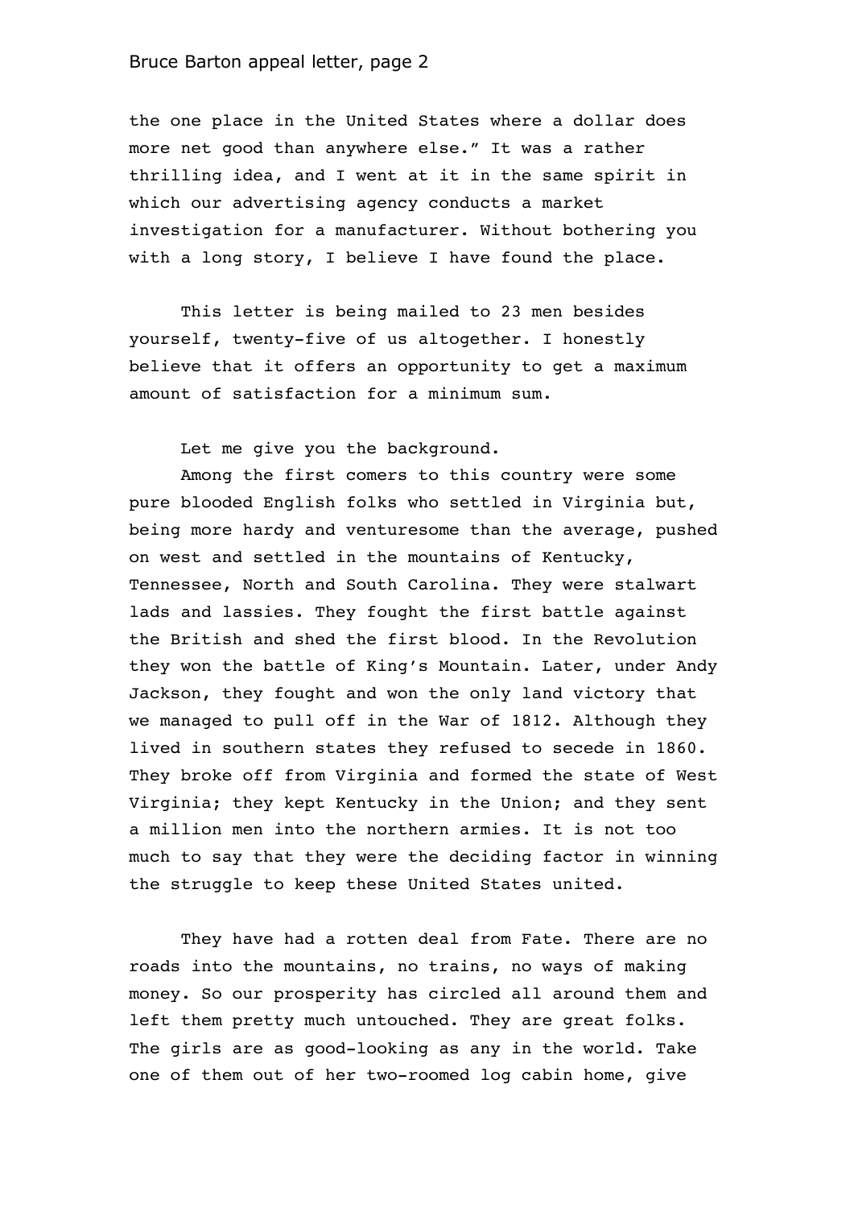the one place in the United States where a dollar does more net good than anywhere else." It was a rather thrilling idea, and I went at it in the same spirit in which our advertising agency conducts a market investigation for a manufacturer. Without bothering you with a long story, I believe I have found the place.

This letter is being mailed to 23 men besides yourself, twenty-five of us altogether. I honestly believe that it offers an opportunity to get a maximum amount of satisfaction for a minimum sum.

Let me give you the background.

Among the first comers to this country were some pure blooded English folks who settled in Virginia but, being more hardy and venturesome than the average, pushed on west and settled in the mountains of Kentucky, Tennessee, North and South Carolina. They were stalwart lads and lassies. They fought the first battle against the British and shed the first blood. In the Revolution they won the battle of King's Mountain. Later, under Andy Jackson, they fought and won the only land victory that we managed to pull off in the War of 1812. Although they lived in southern states they refused to secede in 1860. They broke off from Virginia and formed the state of West Virginia; they kept Kentucky in the Union; and they sent a million men into the northern armies. It is not too much to say that they were the deciding factor in winning the struggle to keep these United States united.

They have had a rotten deal from Fate. There are no roads into the mountains, no trains, no ways of making money. So our prosperity has circled all around them and left them pretty much untouched. They are great folks. The girls are as good-looking as any in the world. Take one of them out of her two-roomed log cabin home, give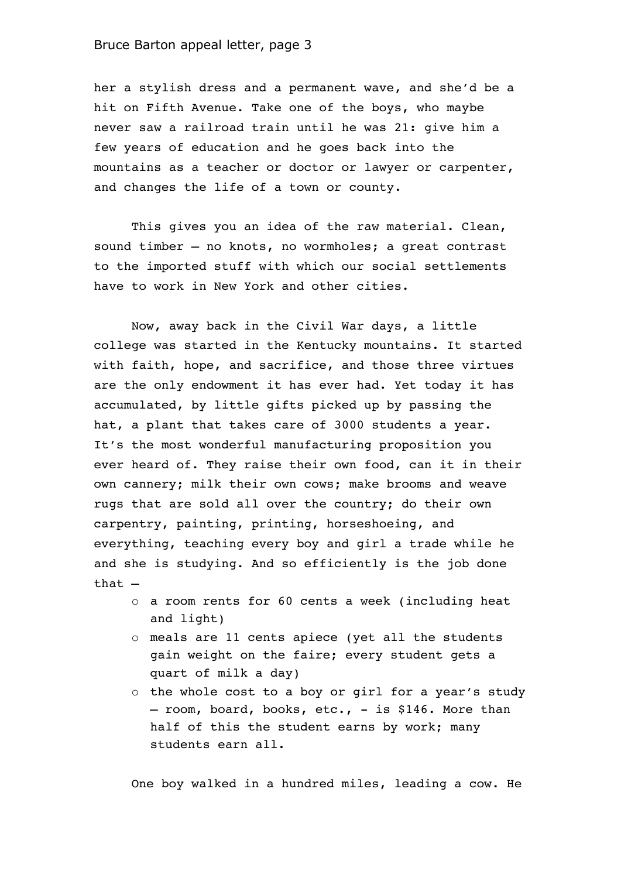her a stylish dress and a permanent wave, and she'd be a hit on Fifth Avenue. Take one of the boys, who maybe never saw a railroad train until he was 21: give him a few years of education and he goes back into the mountains as a teacher or doctor or lawyer or carpenter, and changes the life of a town or county.

This gives you an idea of the raw material. Clean, sound timber – no knots, no wormholes; a great contrast to the imported stuff with which our social settlements have to work in New York and other cities.

Now, away back in the Civil War days, a little college was started in the Kentucky mountains. It started with faith, hope, and sacrifice, and those three virtues are the only endowment it has ever had. Yet today it has accumulated, by little gifts picked up by passing the hat, a plant that takes care of 3000 students a year. It's the most wonderful manufacturing proposition you ever heard of. They raise their own food, can it in their own cannery; milk their own cows; make brooms and weave rugs that are sold all over the country; do their own carpentry, painting, printing, horseshoeing, and everything, teaching every boy and girl a trade while he and she is studying. And so efficiently is the job done that –

- a room rents for 60 cents a week (including heat and light)
- meals are 11 cents apiece (yet all the students gain weight on the faire; every student gets a quart of milk a day)
- the whole cost to a boy or girl for a year's study – room, board, books, etc., - is $146. More than half of this the student earns by work; many students earn all.

One boy walked in a hundred miles, leading a cow. He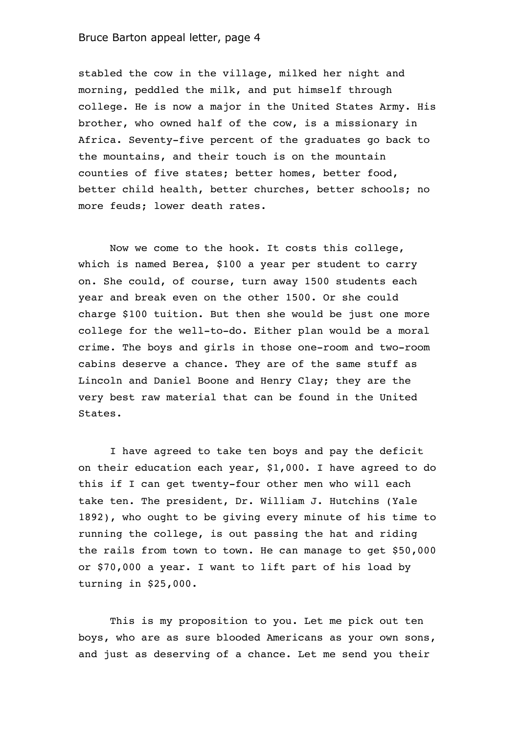stabled the cow in the village, milked her night and morning, peddled the milk, and put himself through college. He is now a major in the United States Army. His brother, who owned half of the cow, is a missionary in Africa. Seventy-five percent of the graduates go back to the mountains, and their touch is on the mountain counties of five states; better homes, better food, better child health, better churches, better schools; no more feuds; lower death rates.

Now we come to the hook. It costs this college, which is named Berea, $100 a year per student to carry on. She could, of course, turn away 1500 students each year and break even on the other 1500. Or she could charge $100 tuition. But then she would be just one more college for the well-to-do. Either plan would be a moral crime. The boys and girls in those one-room and two-room cabins deserve a chance. They are of the same stuff as Lincoln and Daniel Boone and Henry Clay; they are the very best raw material that can be found in the United States.

I have agreed to take ten boys and pay the deficit on their education each year, $1,000. I have agreed to do this if I can get twenty-four other men who will each take ten. The president, Dr. William J. Hutchins (Yale 1892), who ought to be giving every minute of his time to running the college, is out passing the hat and riding the rails from town to town. He can manage to get $50,000 or $70,000 a year. I want to lift part of his load by turning in $25,000.

This is my proposition to you. Let me pick out ten boys, who are as sure blooded Americans as your own sons, and just as deserving of a chance. Let me send you their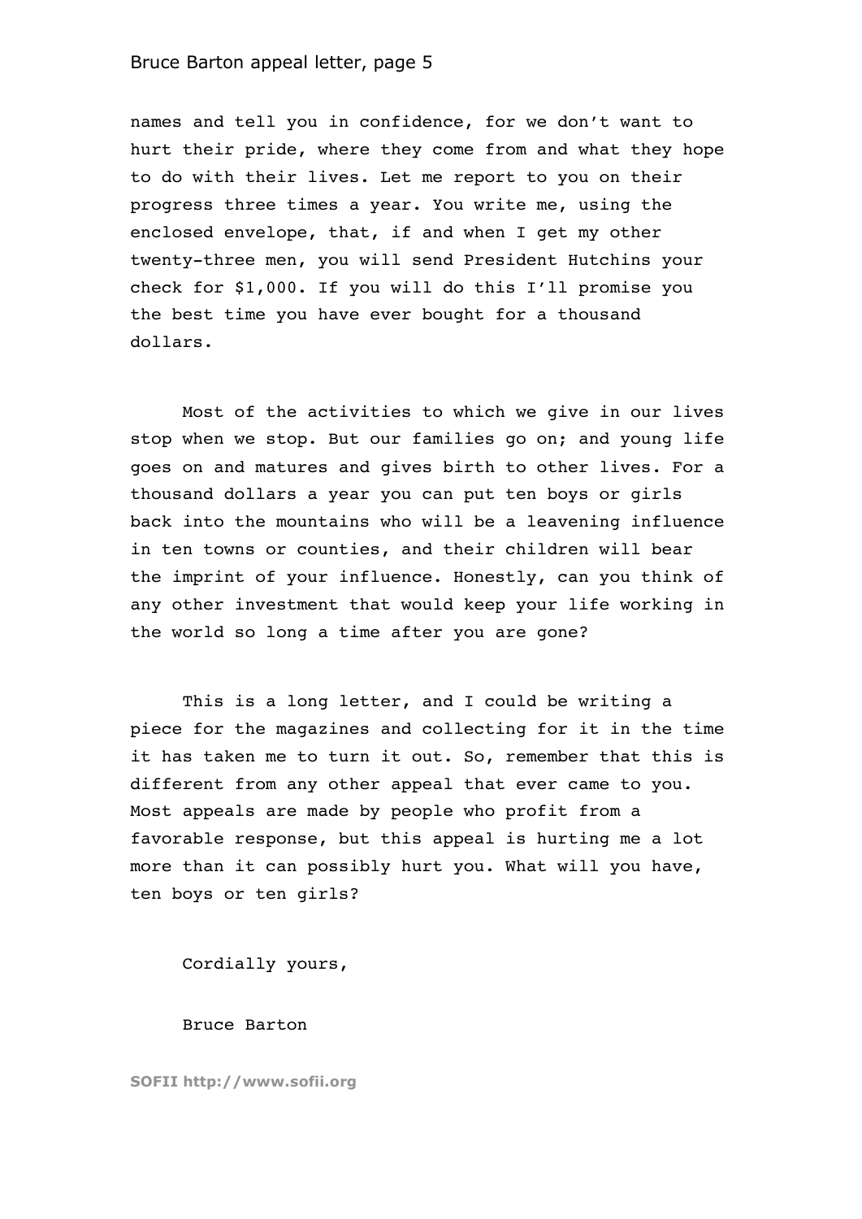names and tell you in confidence, for we don't want to hurt their pride, where they come from and what they hope to do with their lives. Let me report to you on their progress three times a year. You write me, using the enclosed envelope, that, if and when I get my other twenty-three men, you will send President Hutchins your check for $1,000. If you will do this I'll promise you the best time you have ever bought for a thousand dollars.

Most of the activities to which we give in our lives stop when we stop. But our families go on; and young life goes on and matures and gives birth to other lives. For a thousand dollars a year you can put ten boys or girls back into the mountains who will be a leavening influence in ten towns or counties, and their children will bear the imprint of your influence. Honestly, can you think of any other investment that would keep your life working in the world so long a time after you are gone?

This is a long letter, and I could be writing a piece for the magazines and collecting for it in the time it has taken me to turn it out. So, remember that this is different from any other appeal that ever came to you. Most appeals are made by people who profit from a favorable response, but this appeal is hurting me a lot more than it can possibly hurt you. What will you have, ten boys or ten girls?

Cordially yours,

Bruce Barton